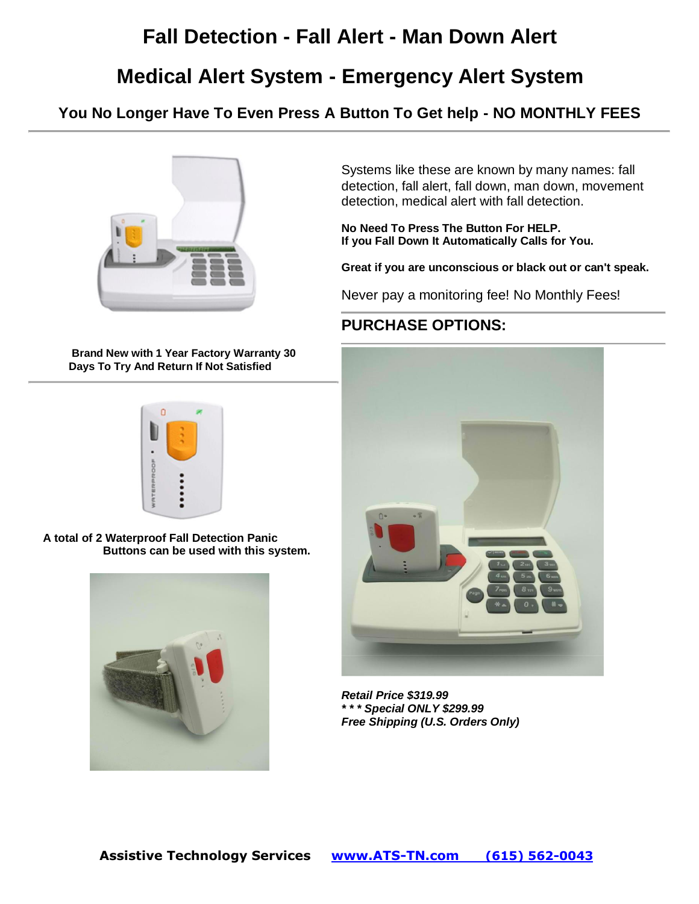# Fall Detection - Fall Alert - Man Down Alert

# Medical Alert System - Emergency Alert System

## You No Longer Have To Even Press A Button To Get help - NO MONTHLY FEES

**Brand New with 1 Year Factory Warranty 30 Days To Try And Return If Not Satisfied**

**A total of 2 Waterproof Fall Detection Panic Buttons can be used with this system.**

Systems like these are known by many names: fall detection, fall alert, fall down, man down, movement detection, medical alert with fall detection.

**No Need To Press The Button For HELP.**
**If you Fall Down It Automatically Calls for You.**

**Great if you are unconscious or black out or can't speak.**

Never pay a monitoring fee! No Monthly Fees!

## PURCHASE OPTIONS:

***Retail Price $319.99***
***\* \* \* Special ONLY $299.99***
***Free Shipping (U.S. Orders Only)***

**Assistive Technology Services** [www.ATS-TN.com](http://www.ATS-TN.com) (615) 562-0043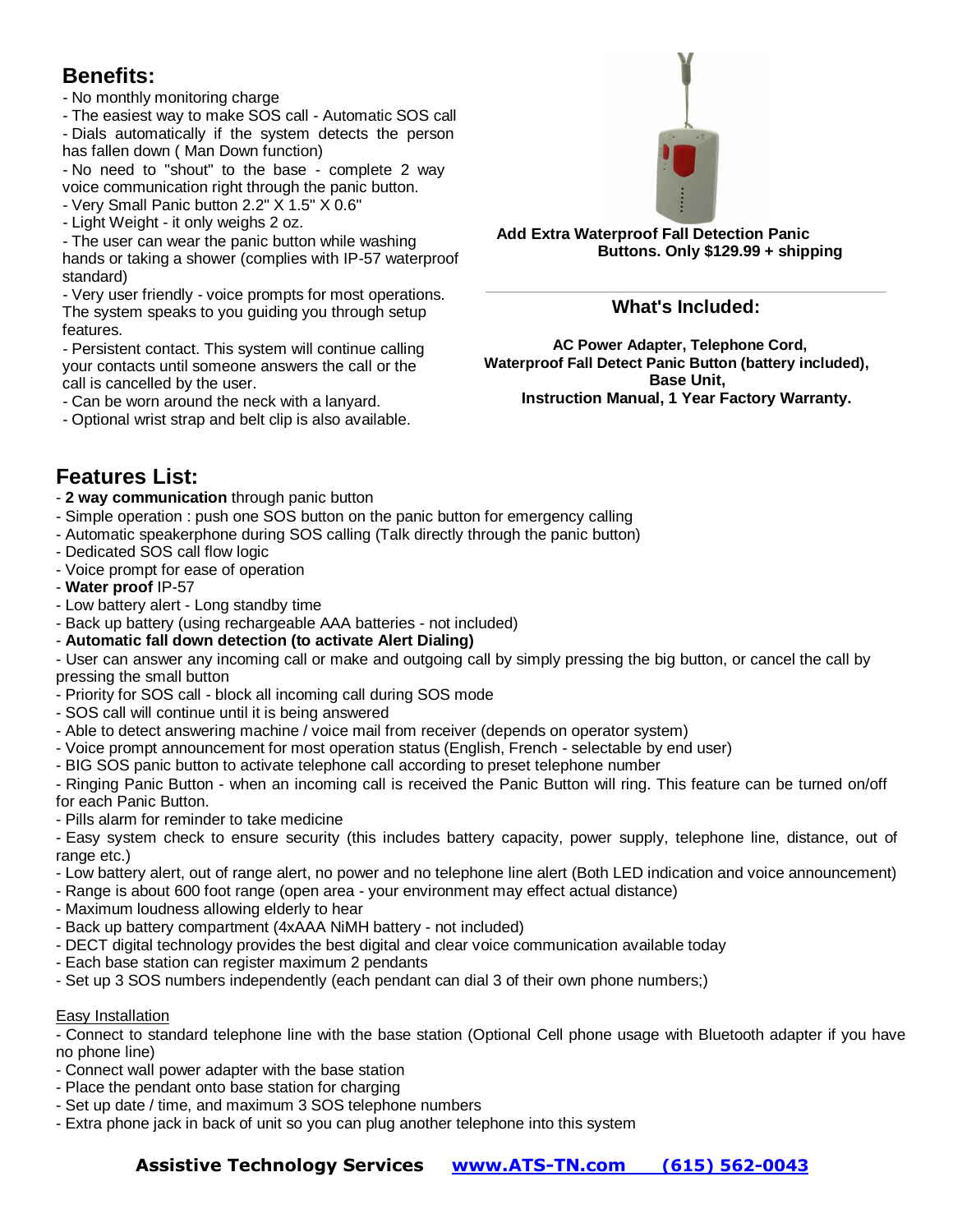## Benefits:

- No monthly monitoring charge
- The easiest way to make SOS call - Automatic SOS call
- Dials automatically if the system detects the person has fallen down ( Man Down function)
- No need to "shout" to the base - complete 2 way voice communication right through the panic button.
- Very Small Panic button 2.2" X 1.5" X 0.6"
- Light Weight - it only weighs 2 oz.
- The user can wear the panic button while washing hands or taking a shower (complies with IP-57 waterproof standard)
- Very user friendly - voice prompts for most operations. The system speaks to you guiding you through setup features.
- Persistent contact. This system will continue calling your contacts until someone answers the call or the call is cancelled by the user.
- Can be worn around the neck with a lanyard.
- Optional wrist strap and belt clip is also available.

**Add Extra Waterproof Fall Detection Panic Buttons. Only $129.99 + shipping**

### What's Included:

**AC Power Adapter, Telephone Cord, Waterproof Fall Detect Panic Button (battery included), Base Unit, Instruction Manual, 1 Year Factory Warranty.**

## Features List:

- **2 way communication** through panic button
- Simple operation : push one SOS button on the panic button for emergency calling
- Automatic speakerphone during SOS calling (Talk directly through the panic button)
- Dedicated SOS call flow logic
- Voice prompt for ease of operation
- **Water proof** IP-57
- Low battery alert - Long standby time
- Back up battery (using rechargeable AAA batteries - not included)
- **Automatic fall down detection (to activate Alert Dialing)**
- User can answer any incoming call or make and outgoing call by simply pressing the big button, or cancel the call by pressing the small button
- Priority for SOS call - block all incoming call during SOS mode
- SOS call will continue until it is being answered
- Able to detect answering machine / voice mail from receiver (depends on operator system)
- Voice prompt announcement for most operation status (English, French - selectable by end user)
- BIG SOS panic button to activate telephone call according to preset telephone number
- Ringing Panic Button - when an incoming call is received the Panic Button will ring. This feature can be turned on/off for each Panic Button.
- Pills alarm for reminder to take medicine
- Easy system check to ensure security (this includes battery capacity, power supply, telephone line, distance, out of range etc.)
- Low battery alert, out of range alert, no power and no telephone line alert (Both LED indication and voice announcement)
- Range is about 600 foot range (open area - your environment may effect actual distance)
- Maximum loudness allowing elderly to hear
- Back up battery compartment (4xAAA NiMH battery - not included)
- DECT digital technology provides the best digital and clear voice communication available today
- Each base station can register maximum 2 pendants
- Set up 3 SOS numbers independently (each pendant can dial 3 of their own phone numbers;)

Easy Installation

- Connect to standard telephone line with the base station (Optional Cell phone usage with Bluetooth adapter if you have no phone line)
- Connect wall power adapter with the base station
- Place the pendant onto base station for charging
- Set up date / time, and maximum 3 SOS telephone numbers
- Extra phone jack in back of unit so you can plug another telephone into this system

**Assistive Technology Services** www.ATS-TN.com (615) 562-0043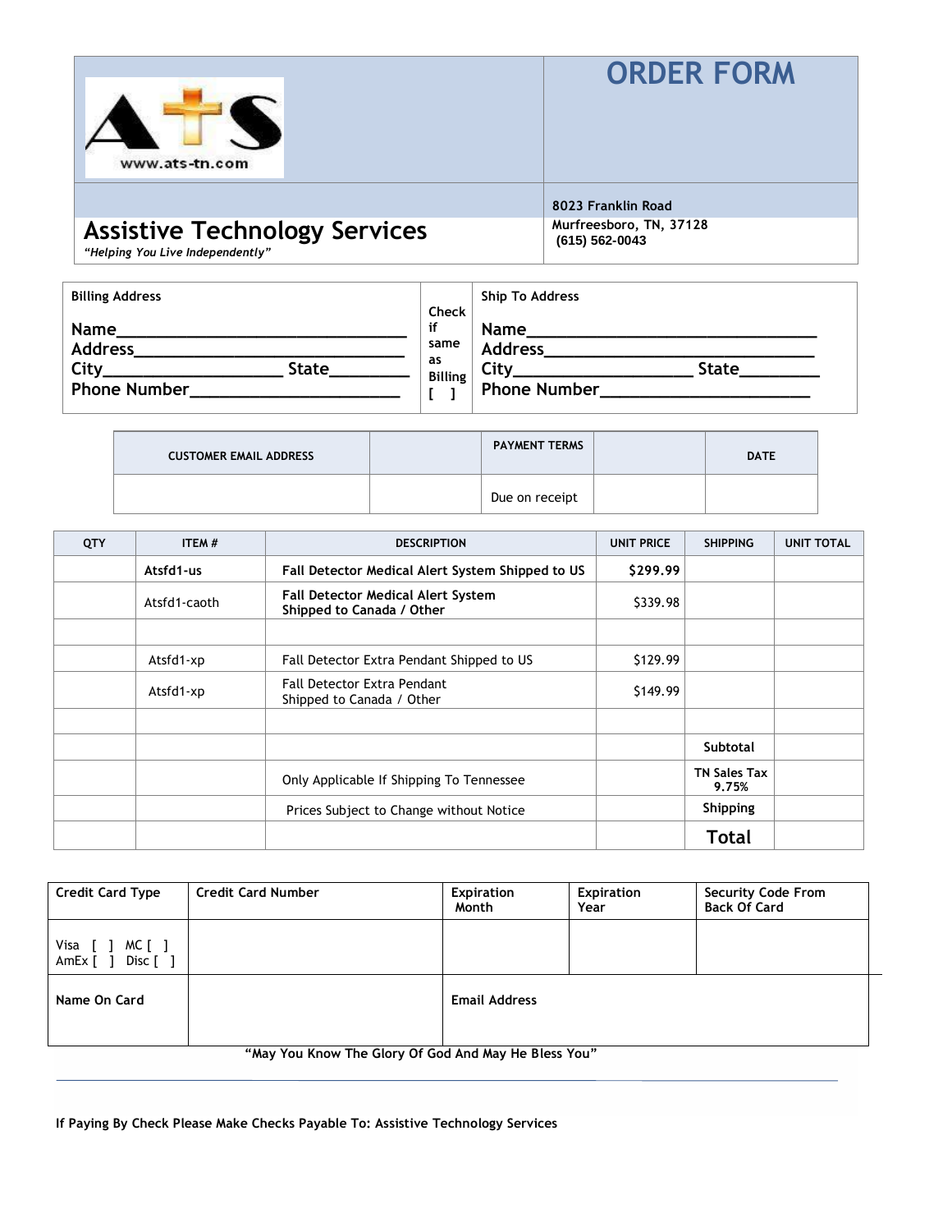# ORDER FORM

www.ats-tn.com

## Assistive Technology Services

*"Helping You Live Independently"*

8023 Franklin Road
Murfreesboro, TN, 37128
(615) 562-0043

| Billing Address | Check if same as Billing [ ] | Ship To Address |
|---|---|---|
| Name______________________________ | | Name______________________________ |
| Address____________________________ | | Address____________________________ |
| City_________________ State________ | | City_________________ State________ |
| Phone Number_____________________ | | Phone Number_____________________ |

| CUSTOMER EMAIL ADDRESS | | PAYMENT TERMS | | DATE |
|---|---|---|---|---|
| | | Due on receipt | | |

| QTY | ITEM # | DESCRIPTION | UNIT PRICE | SHIPPING | UNIT TOTAL |
|---|---|---|---|---|---|
| | **Atsfd1-us** | **Fall Detector Medical Alert System Shipped to US** | **$299.99** | | |
| | Atsfd1-caoth | **Fall Detector Medical Alert System Shipped to Canada / Other** | $339.98 | | |
| | | | | | |
| | Atsfd1-xp | Fall Detector Extra Pendant Shipped to US | $129.99 | | |
| | Atsfd1-xp | Fall Detector Extra Pendant Shipped to Canada / Other | $149.99 | | |
| | | | | | |
| | | | | Subtotal | |
| | | Only Applicable If Shipping To Tennessee | | TN Sales Tax 9.75% | |
| | | Prices Subject to Change without Notice | | Shipping | |
| | | | | **Total** | |

| Credit Card Type | Credit Card Number | Expiration Month | Expiration Year | Security Code From Back Of Card |
|---|---|---|---|---|
| Visa [ ] MC [ ] AmEx [ ] Disc [ ] | | | | |
| Name On Card | | Email Address | | |

**"May You Know The Glory Of God And May He Bless You"**

**If Paying By Check Please Make Checks Payable To: Assistive Technology Services**